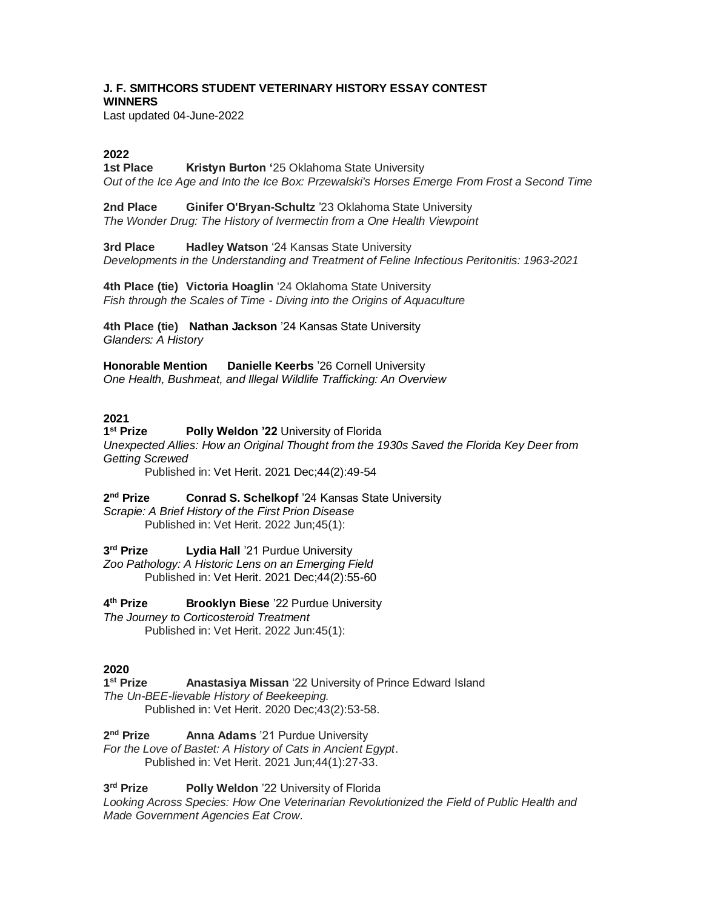**J. F. SMITHCORS STUDENT VETERINARY HISTORY ESSAY CONTEST WINNERS**
Last updated 04-June-2022

## 2022

**1st Place** **Kristyn Burton '**25 Oklahoma State University
*Out of the Ice Age and Into the Ice Box: Przewalski's Horses Emerge From Frost a Second Time*

**2nd Place** **Ginifer O'Bryan-Schultz** '23 Oklahoma State University
*The Wonder Drug: The History of Ivermectin from a One Health Viewpoint*

**3rd Place** **Hadley Watson** '24 Kansas State University
*Developments in the Understanding and Treatment of Feline Infectious Peritonitis: 1963-2021*

**4th Place (tie)** **Victoria Hoaglin** '24 Oklahoma State University
*Fish through the Scales of Time - Diving into the Origins of Aquaculture*

**4th Place (tie)** **Nathan Jackson** '24 Kansas State University
*Glanders: A History*

**Honorable Mention** **Danielle Keerbs** '26 Cornell University
*One Health, Bushmeat, and Illegal Wildlife Trafficking: An Overview*

## 2021

**1st Prize** **Polly Weldon '22** University of Florida
*Unexpected Allies: How an Original Thought from the 1930s Saved the Florida Key Deer from Getting Screwed*
Published in: Vet Herit. 2021 Dec;44(2):49-54

**2nd Prize** **Conrad S. Schelkopf** '24 Kansas State University
*Scrapie: A Brief History of the First Prion Disease*
Published in: Vet Herit. 2022 Jun;45(1):

**3rd Prize** **Lydia Hall** '21 Purdue University
*Zoo Pathology: A Historic Lens on an Emerging Field*
Published in: Vet Herit. 2021 Dec;44(2):55-60

**4th Prize** **Brooklyn Biese** '22 Purdue University
*The Journey to Corticosteroid Treatment*
Published in: Vet Herit. 2022 Jun:45(1):

## 2020

**1st Prize** **Anastasiya Missan** '22 University of Prince Edward Island
*The Un-BEE-lievable History of Beekeeping.*
Published in: Vet Herit. 2020 Dec;43(2):53-58.

**2nd Prize** **Anna Adams** '21 Purdue University
*For the Love of Bastet: A History of Cats in Ancient Egypt*.
Published in: Vet Herit. 2021 Jun;44(1):27-33.

**3rd Prize** **Polly Weldon** '22 University of Florida
*Looking Across Species: How One Veterinarian Revolutionized the Field of Public Health and Made Government Agencies Eat Crow*.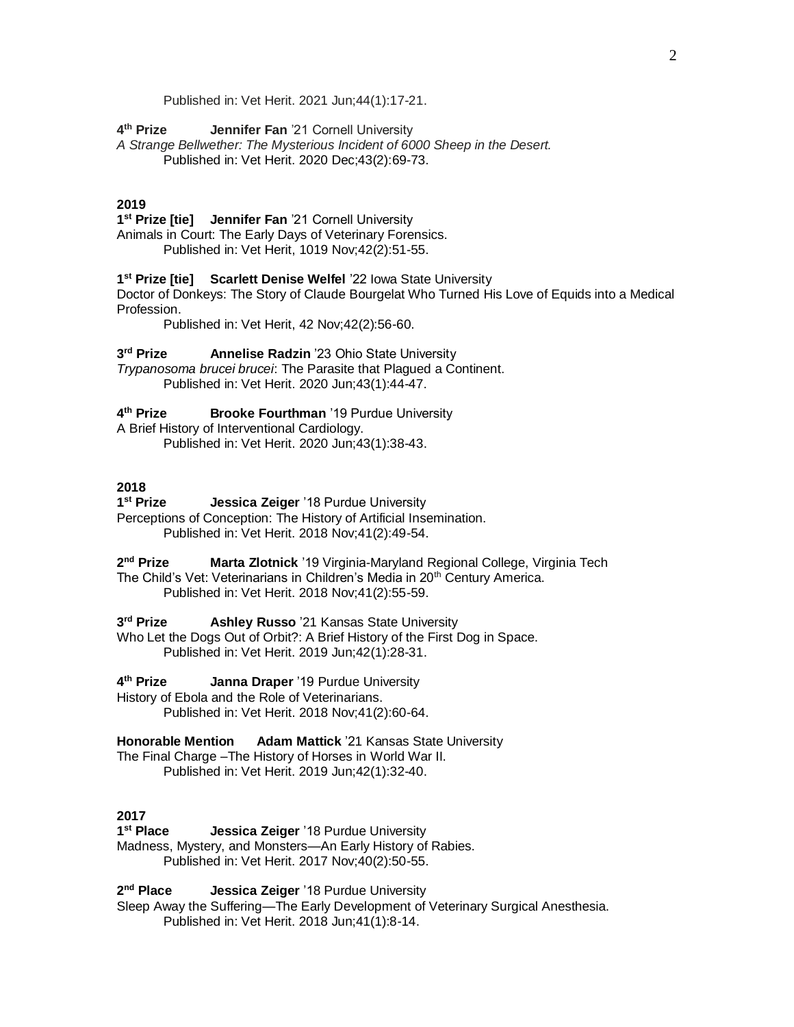Published in: Vet Herit. 2021 Jun;44(1):17-21.

**4th Prize** **Jennifer Fan** '21 Cornell University
*A Strange Bellwether: The Mysterious Incident of 6000 Sheep in the Desert.*
Published in: Vet Herit. 2020 Dec;43(2):69-73.

## 2019

**1st Prize [tie]** **Jennifer Fan** '21 Cornell University
Animals in Court: The Early Days of Veterinary Forensics.
Published in: Vet Herit, 1019 Nov;42(2):51-55.

**1st Prize [tie]** **Scarlett Denise Welfel** '22 Iowa State University
Doctor of Donkeys: The Story of Claude Bourgelat Who Turned His Love of Equids into a Medical Profession.
Published in: Vet Herit, 42 Nov;42(2):56-60.

**3rd Prize** **Annelise Radzin** '23 Ohio State University
*Trypanosoma brucei brucei*: The Parasite that Plagued a Continent.
Published in: Vet Herit. 2020 Jun;43(1):44-47.

**4th Prize** **Brooke Fourthman** '19 Purdue University
A Brief History of Interventional Cardiology.
Published in: Vet Herit. 2020 Jun;43(1):38-43.

## 2018

**1st Prize** **Jessica Zeiger** '18 Purdue University
Perceptions of Conception: The History of Artificial Insemination.
Published in: Vet Herit. 2018 Nov;41(2):49-54.

**2nd Prize** **Marta Zlotnick** '19 Virginia-Maryland Regional College, Virginia Tech
The Child's Vet: Veterinarians in Children's Media in 20th Century America.
Published in: Vet Herit. 2018 Nov;41(2):55-59.

**3rd Prize** **Ashley Russo** '21 Kansas State University
Who Let the Dogs Out of Orbit?: A Brief History of the First Dog in Space.
Published in: Vet Herit. 2019 Jun;42(1):28-31.

**4th Prize** **Janna Draper** '19 Purdue University
History of Ebola and the Role of Veterinarians.
Published in: Vet Herit. 2018 Nov;41(2):60-64.

**Honorable Mention** **Adam Mattick** '21 Kansas State University
The Final Charge –The History of Horses in World War II.
Published in: Vet Herit. 2019 Jun;42(1):32-40.

## 2017

**1st Place** **Jessica Zeiger** '18 Purdue University
Madness, Mystery, and Monsters—An Early History of Rabies.
Published in: Vet Herit. 2017 Nov;40(2):50-55.

**2nd Place** **Jessica Zeiger** '18 Purdue University
Sleep Away the Suffering—The Early Development of Veterinary Surgical Anesthesia.
Published in: Vet Herit. 2018 Jun;41(1):8-14.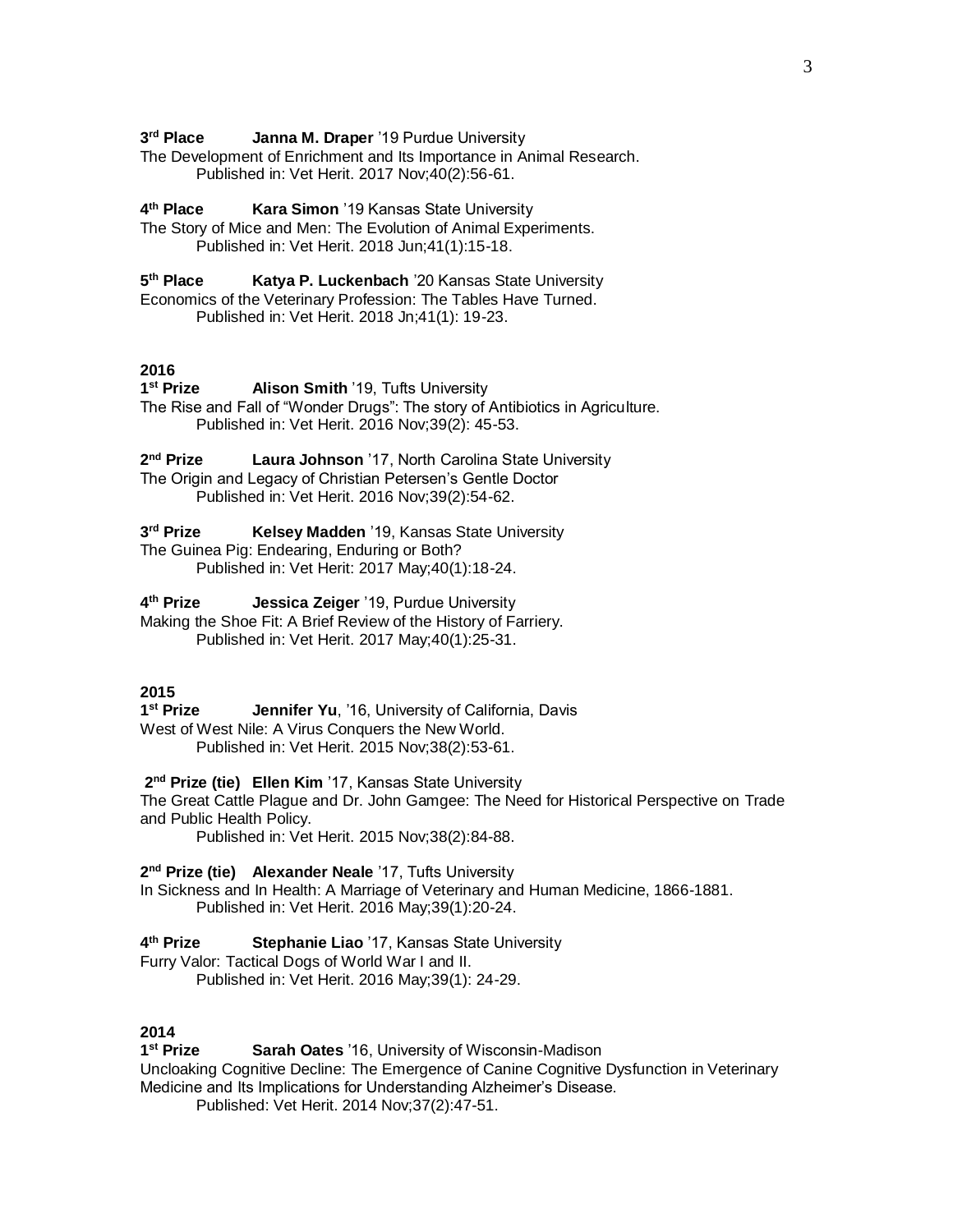**3rd Place** **Janna M. Draper** ’19 Purdue University
The Development of Enrichment and Its Importance in Animal Research.
Published in: Vet Herit. 2017 Nov;40(2):56-61.

**4th Place** **Kara Simon** ’19 Kansas State University
The Story of Mice and Men: The Evolution of Animal Experiments.
Published in: Vet Herit. 2018 Jun;41(1):15-18.

**5th Place** **Katya P. Luckenbach** ’20 Kansas State University
Economics of the Veterinary Profession: The Tables Have Turned.
Published in: Vet Herit. 2018 Jn;41(1): 19-23.

**2016**

**1st Prize** **Alison Smith** ’19, Tufts University
The Rise and Fall of “Wonder Drugs”: The story of Antibiotics in Agriculture.
Published in: Vet Herit. 2016 Nov;39(2): 45-53.

**2nd Prize** **Laura Johnson** ’17, North Carolina State University
The Origin and Legacy of Christian Petersen’s Gentle Doctor
Published in: Vet Herit. 2016 Nov;39(2):54-62.

**3rd Prize** **Kelsey Madden** ’19, Kansas State University
The Guinea Pig: Endearing, Enduring or Both?
Published in: Vet Herit: 2017 May;40(1):18-24.

**4th Prize** **Jessica Zeiger** ’19, Purdue University
Making the Shoe Fit: A Brief Review of the History of Farriery.
Published in: Vet Herit. 2017 May;40(1):25-31.

**2015**

**1st Prize** **Jennifer Yu**, ’16, University of California, Davis
West of West Nile: A Virus Conquers the New World.
Published in: Vet Herit. 2015 Nov;38(2):53-61.

**2nd Prize (tie)** **Ellen Kim** ’17, Kansas State University
The Great Cattle Plague and Dr. John Gamgee: The Need for Historical Perspective on Trade and Public Health Policy.
Published in: Vet Herit. 2015 Nov;38(2):84-88.

**2nd Prize (tie)** **Alexander Neale** ’17, Tufts University
In Sickness and In Health: A Marriage of Veterinary and Human Medicine, 1866-1881.
Published in: Vet Herit. 2016 May;39(1):20-24.

**4th Prize** **Stephanie Liao** ’17, Kansas State University
Furry Valor: Tactical Dogs of World War I and II.
Published in: Vet Herit. 2016 May;39(1): 24-29.

**2014**

**1st Prize** **Sarah Oates** ’16, University of Wisconsin-Madison
Uncloaking Cognitive Decline: The Emergence of Canine Cognitive Dysfunction in Veterinary Medicine and Its Implications for Understanding Alzheimer’s Disease.
Published: Vet Herit. 2014 Nov;37(2):47-51.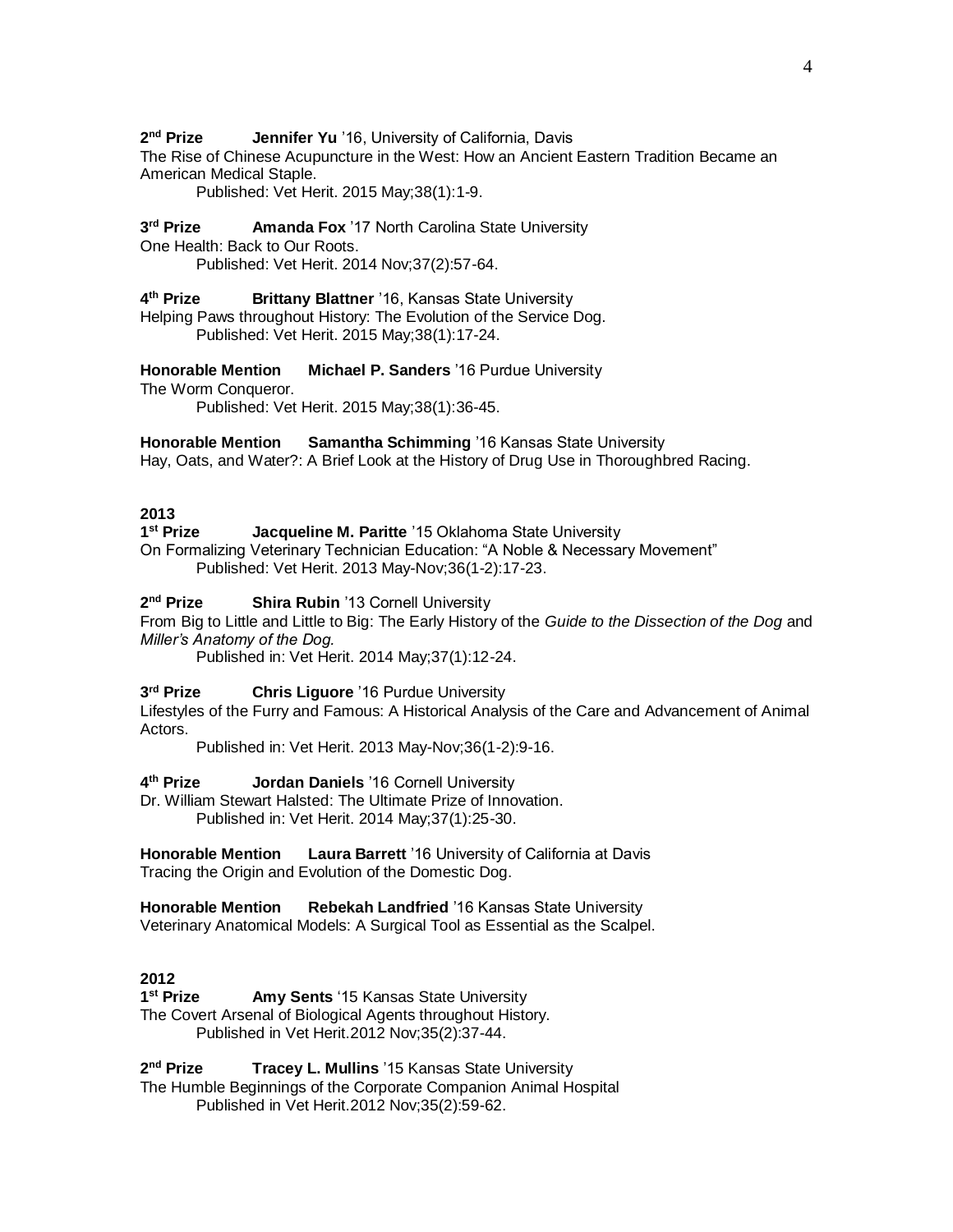**2nd Prize** **Jennifer Yu** '16, University of California, Davis
The Rise of Chinese Acupuncture in the West: How an Ancient Eastern Tradition Became an American Medical Staple.
Published: Vet Herit. 2015 May;38(1):1-9.

**3rd Prize** **Amanda Fox** '17 North Carolina State University
One Health: Back to Our Roots.
Published: Vet Herit. 2014 Nov;37(2):57-64.

**4th Prize** **Brittany Blattner** '16, Kansas State University
Helping Paws throughout History: The Evolution of the Service Dog.
Published: Vet Herit. 2015 May;38(1):17-24.

**Honorable Mention** **Michael P. Sanders** '16 Purdue University
The Worm Conqueror.
Published: Vet Herit. 2015 May;38(1):36-45.

**Honorable Mention** **Samantha Schimming** '16 Kansas State University
Hay, Oats, and Water?: A Brief Look at the History of Drug Use in Thoroughbred Racing.

**2013**

**1st Prize** **Jacqueline M. Paritte** '15 Oklahoma State University
On Formalizing Veterinary Technician Education: "A Noble & Necessary Movement"
Published: Vet Herit. 2013 May-Nov;36(1-2):17-23.

**2nd Prize** **Shira Rubin** '13 Cornell University
From Big to Little and Little to Big: The Early History of the *Guide to the Dissection of the Dog* and *Miller's Anatomy of the Dog*.
Published in: Vet Herit. 2014 May;37(1):12-24.

**3rd Prize** **Chris Liguore** '16 Purdue University
Lifestyles of the Furry and Famous: A Historical Analysis of the Care and Advancement of Animal Actors.
Published in: Vet Herit. 2013 May-Nov;36(1-2):9-16.

**4th Prize** **Jordan Daniels** '16 Cornell University
Dr. William Stewart Halsted: The Ultimate Prize of Innovation.
Published in: Vet Herit. 2014 May;37(1):25-30.

**Honorable Mention** **Laura Barrett** '16 University of California at Davis
Tracing the Origin and Evolution of the Domestic Dog.

**Honorable Mention** **Rebekah Landfried** '16 Kansas State University
Veterinary Anatomical Models: A Surgical Tool as Essential as the Scalpel.

**2012**

**1st Prize** **Amy Sents** '15 Kansas State University
The Covert Arsenal of Biological Agents throughout History.
Published in Vet Herit.2012 Nov;35(2):37-44.

**2nd Prize** **Tracey L. Mullins** '15 Kansas State University
The Humble Beginnings of the Corporate Companion Animal Hospital
Published in Vet Herit.2012 Nov;35(2):59-62.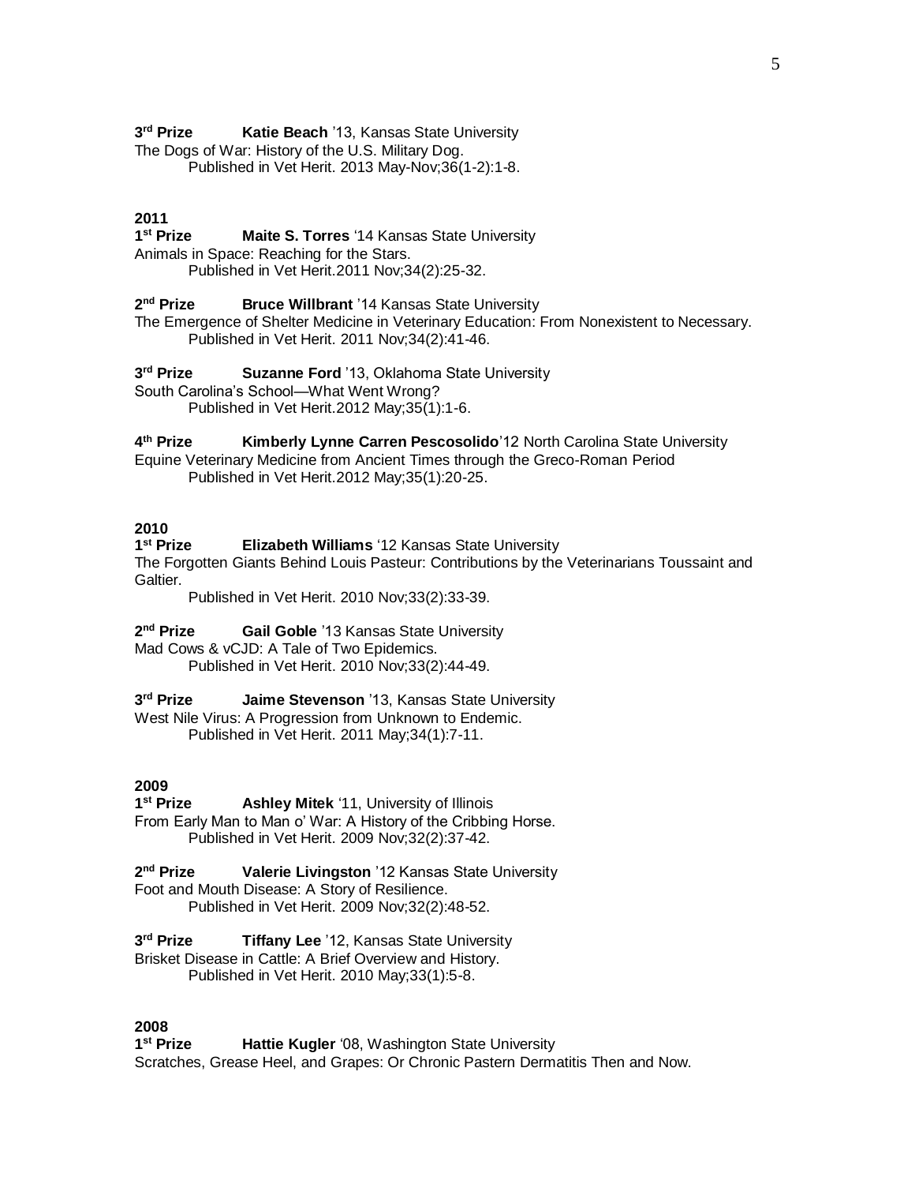**3rd Prize** **Katie Beach** '13, Kansas State University
The Dogs of War: History of the U.S. Military Dog.
Published in Vet Herit. 2013 May-Nov;36(1-2):1-8.

## 2011

**1st Prize** **Maite S. Torres** '14 Kansas State University
Animals in Space: Reaching for the Stars.
Published in Vet Herit.2011 Nov;34(2):25-32.

**2nd Prize** **Bruce Willbrant** '14 Kansas State University
The Emergence of Shelter Medicine in Veterinary Education: From Nonexistent to Necessary.
Published in Vet Herit. 2011 Nov;34(2):41-46.

**3rd Prize** **Suzanne Ford** '13, Oklahoma State University
South Carolina's School—What Went Wrong?
Published in Vet Herit.2012 May;35(1):1-6.

**4th Prize** **Kimberly Lynne Carren Pescosolido**'12 North Carolina State University
Equine Veterinary Medicine from Ancient Times through the Greco-Roman Period
Published in Vet Herit.2012 May;35(1):20-25.

## 2010

**1st Prize** **Elizabeth Williams** '12 Kansas State University
The Forgotten Giants Behind Louis Pasteur: Contributions by the Veterinarians Toussaint and Galtier.
Published in Vet Herit. 2010 Nov;33(2):33-39.

**2nd Prize** **Gail Goble** '13 Kansas State University
Mad Cows & vCJD: A Tale of Two Epidemics.
Published in Vet Herit. 2010 Nov;33(2):44-49.

**3rd Prize** **Jaime Stevenson** '13, Kansas State University
West Nile Virus: A Progression from Unknown to Endemic.
Published in Vet Herit. 2011 May;34(1):7-11.

## 2009

**1st Prize** **Ashley Mitek** '11, University of Illinois
From Early Man to Man o' War: A History of the Cribbing Horse.
Published in Vet Herit. 2009 Nov;32(2):37-42.

**2nd Prize** **Valerie Livingston** '12 Kansas State University
Foot and Mouth Disease: A Story of Resilience.
Published in Vet Herit. 2009 Nov;32(2):48-52.

**3rd Prize** **Tiffany Lee** '12, Kansas State University
Brisket Disease in Cattle: A Brief Overview and History.
Published in Vet Herit. 2010 May;33(1):5-8.

## 2008

**1st Prize** **Hattie Kugler** '08, Washington State University
Scratches, Grease Heel, and Grapes: Or Chronic Pastern Dermatitis Then and Now.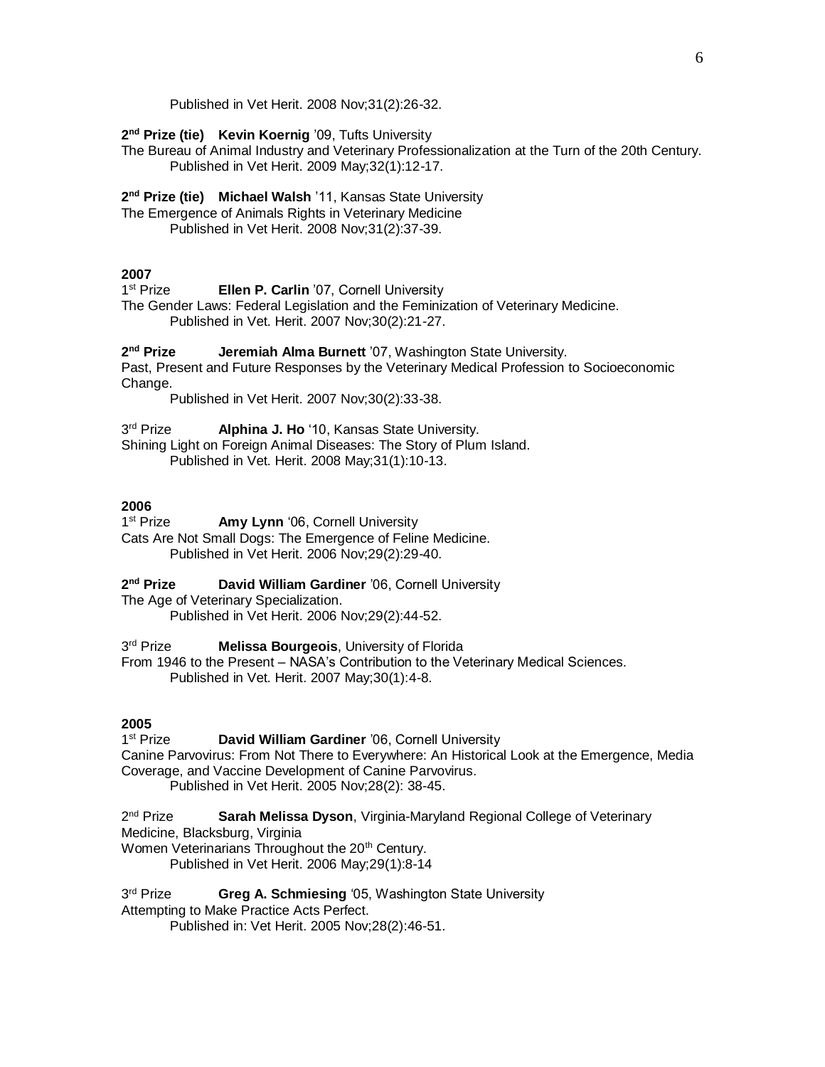Published in Vet Herit. 2008 Nov;31(2):26-32.

**2nd Prize (tie)** **Kevin Koernig** '09, Tufts University
The Bureau of Animal Industry and Veterinary Professionalization at the Turn of the 20th Century.
Published in Vet Herit. 2009 May;32(1):12-17.

**2nd Prize (tie)** **Michael Walsh** '11, Kansas State University
The Emergence of Animals Rights in Veterinary Medicine
Published in Vet Herit. 2008 Nov;31(2):37-39.

## 2007

1st Prize **Ellen P. Carlin** '07, Cornell University
The Gender Laws: Federal Legislation and the Feminization of Veterinary Medicine.
Published in Vet. Herit. 2007 Nov;30(2):21-27.

**2nd Prize** **Jeremiah Alma Burnett** '07, Washington State University.
Past, Present and Future Responses by the Veterinary Medical Profession to Socioeconomic Change.
Published in Vet Herit. 2007 Nov;30(2):33-38.

3rd Prize **Alphina J. Ho** '10, Kansas State University.
Shining Light on Foreign Animal Diseases: The Story of Plum Island.
Published in Vet. Herit. 2008 May;31(1):10-13.

## 2006

1st Prize **Amy Lynn** '06, Cornell University
Cats Are Not Small Dogs: The Emergence of Feline Medicine.
Published in Vet Herit. 2006 Nov;29(2):29-40.

**2nd Prize** **David William Gardiner** '06, Cornell University
The Age of Veterinary Specialization.
Published in Vet Herit. 2006 Nov;29(2):44-52.

3rd Prize **Melissa Bourgeois**, University of Florida
From 1946 to the Present – NASA's Contribution to the Veterinary Medical Sciences.
Published in Vet. Herit. 2007 May;30(1):4-8.

## 2005

1st Prize **David William Gardiner** '06, Cornell University
Canine Parvovirus: From Not There to Everywhere: An Historical Look at the Emergence, Media Coverage, and Vaccine Development of Canine Parvovirus.
Published in Vet Herit. 2005 Nov;28(2): 38-45.

2nd Prize **Sarah Melissa Dyson**, Virginia-Maryland Regional College of Veterinary Medicine, Blacksburg, Virginia
Women Veterinarians Throughout the 20th Century.
Published in Vet Herit. 2006 May;29(1):8-14

3rd Prize **Greg A. Schmiesing** '05, Washington State University
Attempting to Make Practice Acts Perfect.
Published in: Vet Herit. 2005 Nov;28(2):46-51.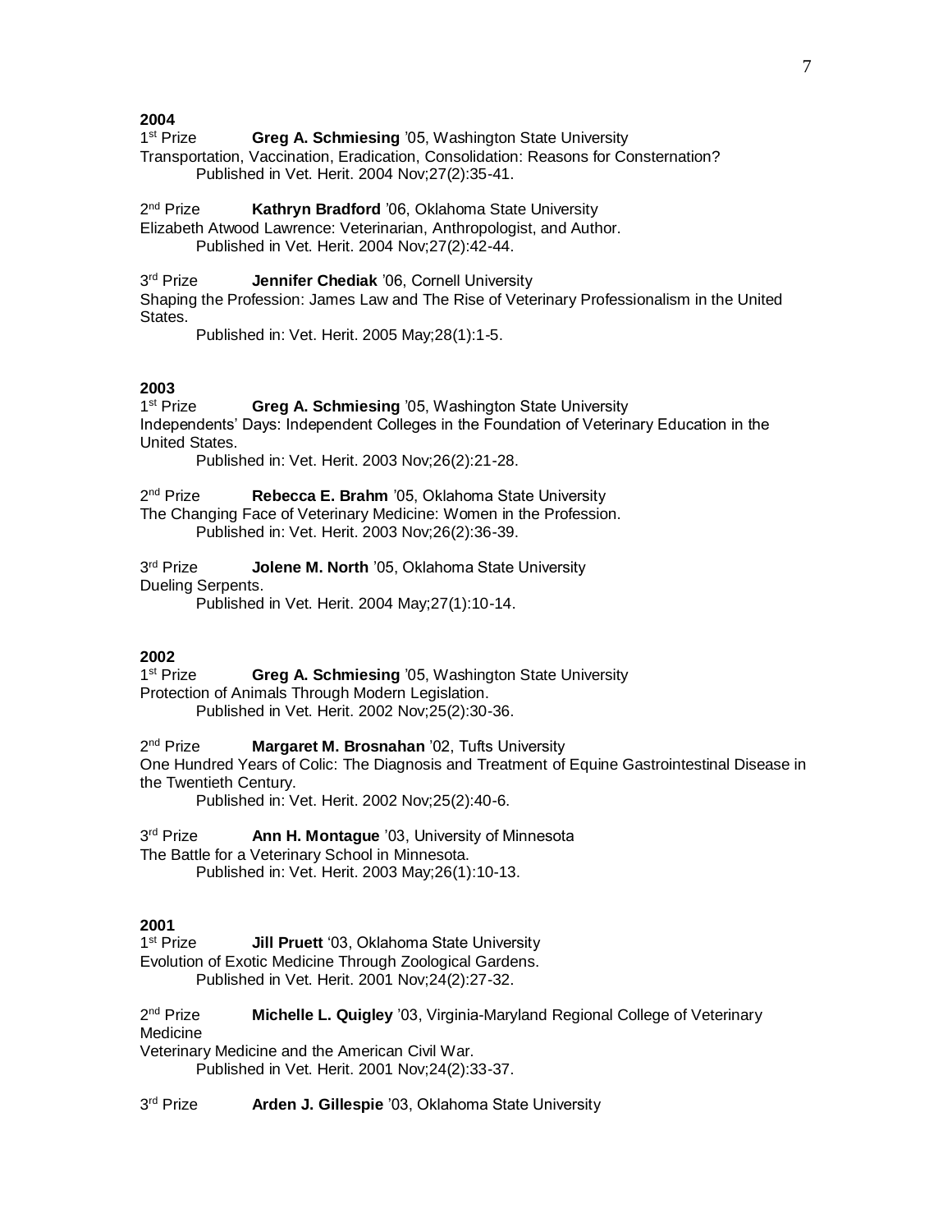**2004**

1st Prize **Greg A. Schmiesing** '05, Washington State University
Transportation, Vaccination, Eradication, Consolidation: Reasons for Consternation?
Published in Vet. Herit. 2004 Nov;27(2):35-41.

2nd Prize **Kathryn Bradford** '06, Oklahoma State University
Elizabeth Atwood Lawrence: Veterinarian, Anthropologist, and Author.
Published in Vet. Herit. 2004 Nov;27(2):42-44.

3rd Prize **Jennifer Chediak** '06, Cornell University
Shaping the Profession: James Law and The Rise of Veterinary Professionalism in the United States.
Published in: Vet. Herit. 2005 May;28(1):1-5.

**2003**

1st Prize **Greg A. Schmiesing** '05, Washington State University
Independents' Days: Independent Colleges in the Foundation of Veterinary Education in the United States.
Published in: Vet. Herit. 2003 Nov;26(2):21-28.

2nd Prize **Rebecca E. Brahm** '05, Oklahoma State University
The Changing Face of Veterinary Medicine: Women in the Profession.
Published in: Vet. Herit. 2003 Nov;26(2):36-39.

3rd Prize **Jolene M. North** '05, Oklahoma State University
Dueling Serpents.
Published in Vet. Herit. 2004 May;27(1):10-14.

**2002**

1st Prize **Greg A. Schmiesing** '05, Washington State University
Protection of Animals Through Modern Legislation.
Published in Vet. Herit. 2002 Nov;25(2):30-36.

2nd Prize **Margaret M. Brosnahan** '02, Tufts University
One Hundred Years of Colic: The Diagnosis and Treatment of Equine Gastrointestinal Disease in the Twentieth Century.
Published in: Vet. Herit. 2002 Nov;25(2):40-6.

3rd Prize **Ann H. Montague** '03, University of Minnesota
The Battle for a Veterinary School in Minnesota.
Published in: Vet. Herit. 2003 May;26(1):10-13.

**2001**

1st Prize **Jill Pruett** '03, Oklahoma State University
Evolution of Exotic Medicine Through Zoological Gardens.
Published in Vet. Herit. 2001 Nov;24(2):27-32.

2nd Prize **Michelle L. Quigley** '03, Virginia-Maryland Regional College of Veterinary Medicine
Veterinary Medicine and the American Civil War.
Published in Vet. Herit. 2001 Nov;24(2):33-37.

3rd Prize **Arden J. Gillespie** '03, Oklahoma State University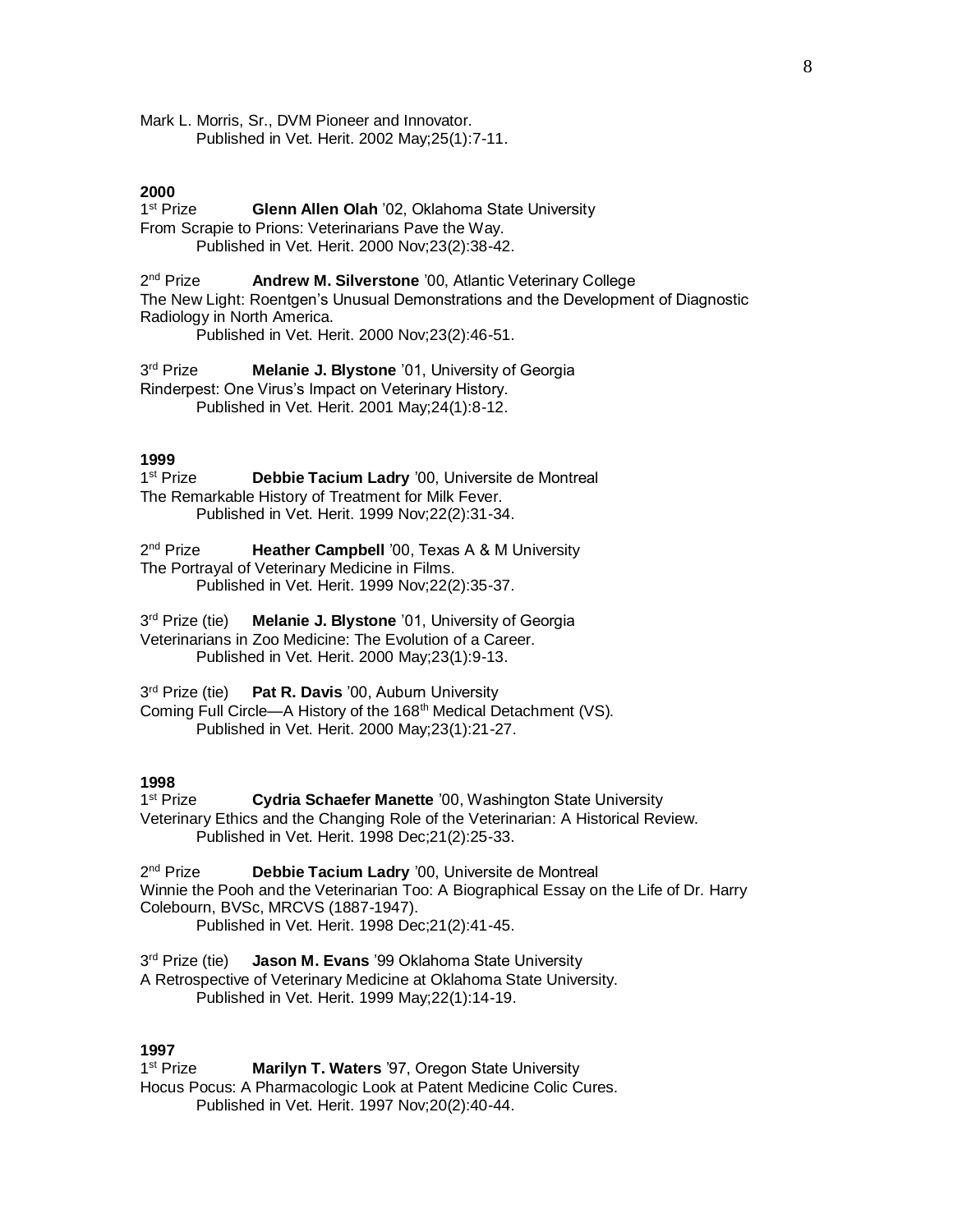Mark L. Morris, Sr., DVM Pioneer and Innovator.
Published in Vet. Herit. 2002 May;25(1):7-11.

**2000**

1st Prize **Glenn Allen Olah** ’02, Oklahoma State University
From Scrapie to Prions: Veterinarians Pave the Way.
Published in Vet. Herit. 2000 Nov;23(2):38-42.

2nd Prize **Andrew M. Silverstone** ’00, Atlantic Veterinary College
The New Light: Roentgen’s Unusual Demonstrations and the Development of Diagnostic Radiology in North America.
Published in Vet. Herit. 2000 Nov;23(2):46-51.

3rd Prize **Melanie J. Blystone** ’01, University of Georgia
Rinderpest: One Virus’s Impact on Veterinary History.
Published in Vet. Herit. 2001 May;24(1):8-12.

**1999**

1st Prize **Debbie Tacium Ladry** ’00, Universite de Montreal
The Remarkable History of Treatment for Milk Fever.
Published in Vet. Herit. 1999 Nov;22(2):31-34.

2nd Prize **Heather Campbell** ’00, Texas A & M University
The Portrayal of Veterinary Medicine in Films.
Published in Vet. Herit. 1999 Nov;22(2):35-37.

3rd Prize (tie) **Melanie J. Blystone** ’01, University of Georgia
Veterinarians in Zoo Medicine: The Evolution of a Career.
Published in Vet. Herit. 2000 May;23(1):9-13.

3rd Prize (tie) **Pat R. Davis** ’00, Auburn University
Coming Full Circle—A History of the 168th Medical Detachment (VS).
Published in Vet. Herit. 2000 May;23(1):21-27.

**1998**

1st Prize **Cydria Schaefer Manette** ’00, Washington State University
Veterinary Ethics and the Changing Role of the Veterinarian: A Historical Review.
Published in Vet. Herit. 1998 Dec;21(2):25-33.

2nd Prize **Debbie Tacium Ladry** ’00, Universite de Montreal
Winnie the Pooh and the Veterinarian Too: A Biographical Essay on the Life of Dr. Harry Colebourn, BVSc, MRCVS (1887-1947).
Published in Vet. Herit. 1998 Dec;21(2):41-45.

3rd Prize (tie) **Jason M. Evans** ’99 Oklahoma State University
A Retrospective of Veterinary Medicine at Oklahoma State University.
Published in Vet. Herit. 1999 May;22(1):14-19.

**1997**

1st Prize **Marilyn T. Waters** ’97, Oregon State University
Hocus Pocus: A Pharmacologic Look at Patent Medicine Colic Cures.
Published in Vet. Herit. 1997 Nov;20(2):40-44.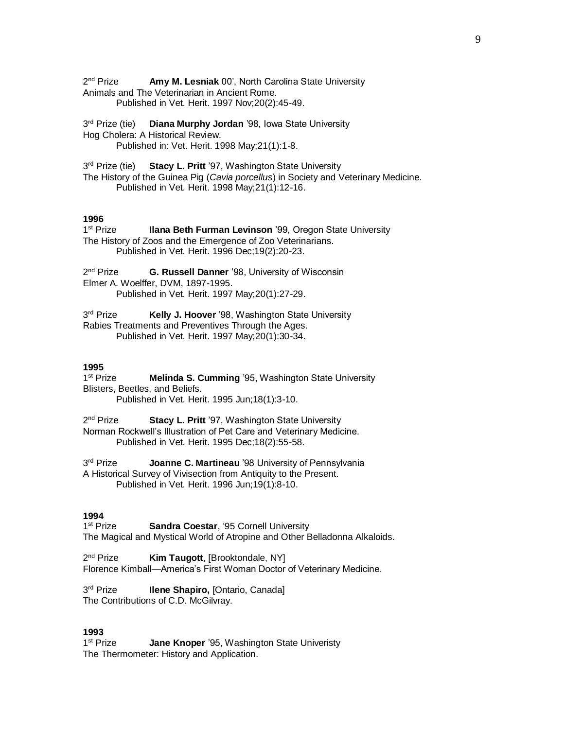2nd Prize **Amy M. Lesniak** 00', North Carolina State University
Animals and The Veterinarian in Ancient Rome.
Published in Vet. Herit. 1997 Nov;20(2):45-49.

3rd Prize (tie) **Diana Murphy Jordan** '98, Iowa State University
Hog Cholera: A Historical Review.
Published in: Vet. Herit. 1998 May;21(1):1-8.

3rd Prize (tie) **Stacy L. Pritt** '97, Washington State University
The History of the Guinea Pig (*Cavia porcellus*) in Society and Veterinary Medicine.
Published in Vet. Herit. 1998 May;21(1):12-16.

**1996**

1st Prize **Ilana Beth Furman Levinson** '99, Oregon State University
The History of Zoos and the Emergence of Zoo Veterinarians.
Published in Vet. Herit. 1996 Dec;19(2):20-23.

2nd Prize **G. Russell Danner** '98, University of Wisconsin
Elmer A. Woelffer, DVM, 1897-1995.
Published in Vet. Herit. 1997 May;20(1):27-29.

3rd Prize **Kelly J. Hoover** '98, Washington State University
Rabies Treatments and Preventives Through the Ages.
Published in Vet. Herit. 1997 May;20(1):30-34.

**1995**

1st Prize **Melinda S. Cumming** '95, Washington State University
Blisters, Beetles, and Beliefs.
Published in Vet. Herit. 1995 Jun;18(1):3-10.

2nd Prize **Stacy L. Pritt** '97, Washington State University
Norman Rockwell's Illustration of Pet Care and Veterinary Medicine.
Published in Vet. Herit. 1995 Dec;18(2):55-58.

3rd Prize **Joanne C. Martineau** '98 University of Pennsylvania
A Historical Survey of Vivisection from Antiquity to the Present.
Published in Vet. Herit. 1996 Jun;19(1):8-10.

**1994**

1st Prize **Sandra Coestar**, '95 Cornell University
The Magical and Mystical World of Atropine and Other Belladonna Alkaloids.

2nd Prize **Kim Taugott**, [Brooktondale, NY]
Florence Kimball—America's First Woman Doctor of Veterinary Medicine.

3rd Prize **Ilene Shapiro,** [Ontario, Canada]
The Contributions of C.D. McGilvray.

**1993**

1st Prize **Jane Knoper** '95, Washington State Univeristy
The Thermometer: History and Application.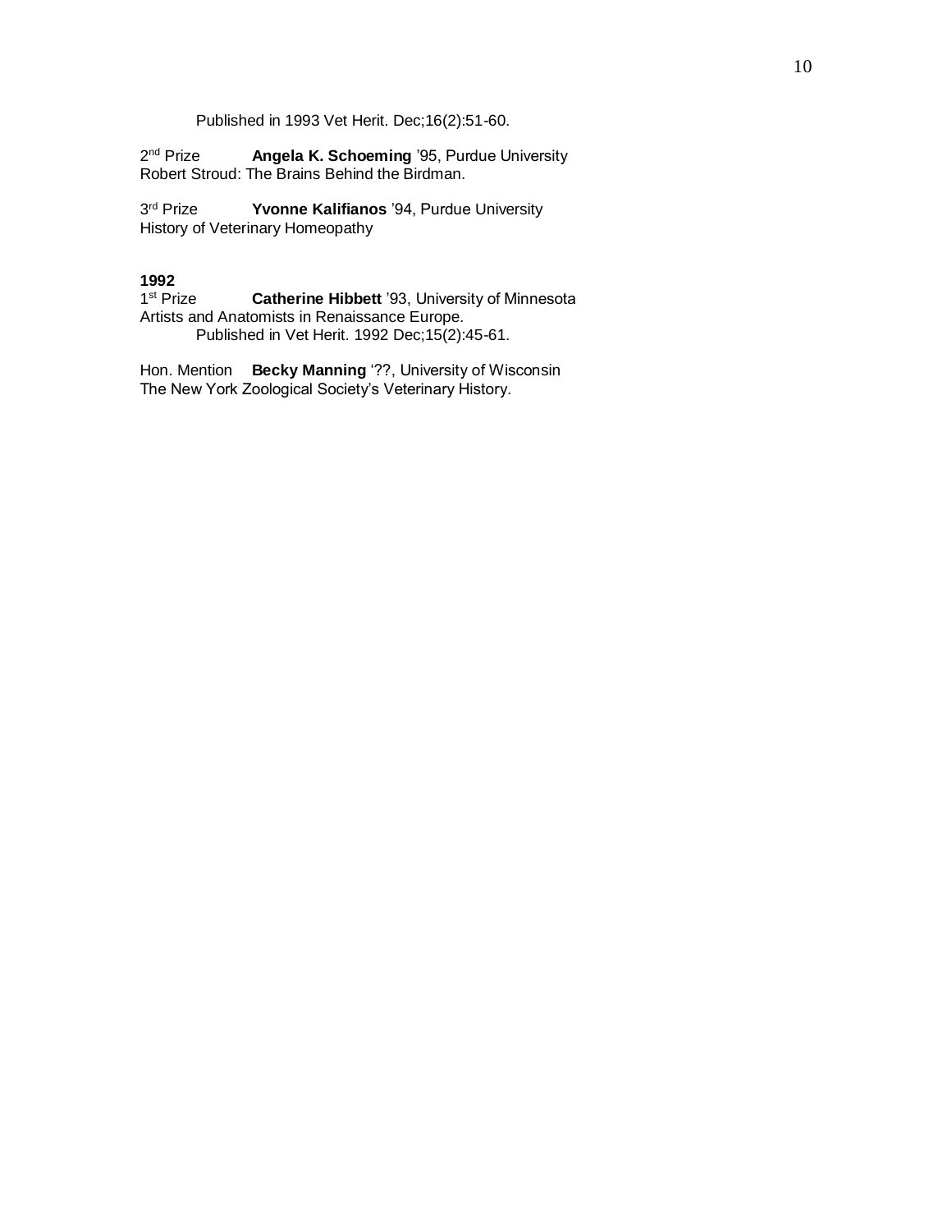Published in 1993 Vet Herit. Dec;16(2):51-60.

2nd Prize **Angela K. Schoeming** '95, Purdue University
Robert Stroud: The Brains Behind the Birdman.

3rd Prize **Yvonne Kalifianos** '94, Purdue University
History of Veterinary Homeopathy

**1992**
1st Prize **Catherine Hibbett** '93, University of Minnesota
Artists and Anatomists in Renaissance Europe.
Published in Vet Herit. 1992 Dec;15(2):45-61.

Hon. Mention **Becky Manning** '??, University of Wisconsin
The New York Zoological Society's Veterinary History.